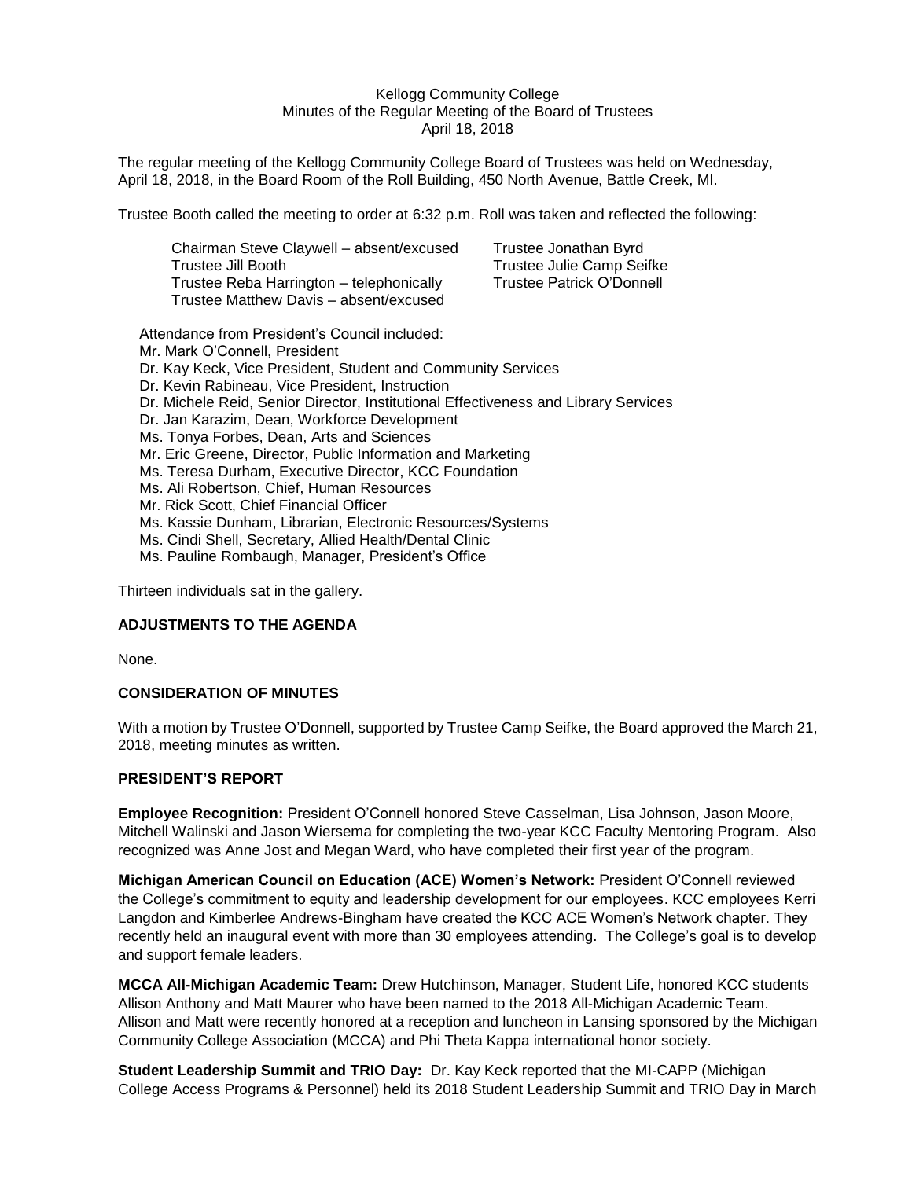Kellogg Community College
Minutes of the Regular Meeting of the Board of Trustees
April 18, 2018

The regular meeting of the Kellogg Community College Board of Trustees was held on Wednesday, April 18, 2018, in the Board Room of the Roll Building, 450 North Avenue, Battle Creek, MI.

Trustee Booth called the meeting to order at 6:32 p.m. Roll was taken and reflected the following:

Chairman Steve Claywell – absent/excused
Trustee Jill Booth
Trustee Reba Harrington – telephonically
Trustee Matthew Davis – absent/excused
Trustee Jonathan Byrd
Trustee Julie Camp Seifke
Trustee Patrick O'Donnell

Attendance from President's Council included:
Mr. Mark O'Connell, President
Dr. Kay Keck, Vice President, Student and Community Services
Dr. Kevin Rabineau, Vice President, Instruction
Dr. Michele Reid, Senior Director, Institutional Effectiveness and Library Services
Dr. Jan Karazim, Dean, Workforce Development
Ms. Tonya Forbes, Dean, Arts and Sciences
Mr. Eric Greene, Director, Public Information and Marketing
Ms. Teresa Durham, Executive Director, KCC Foundation
Ms. Ali Robertson, Chief, Human Resources
Mr. Rick Scott, Chief Financial Officer
Ms. Kassie Dunham, Librarian, Electronic Resources/Systems
Ms. Cindi Shell, Secretary, Allied Health/Dental Clinic
Ms. Pauline Rombaugh, Manager, President's Office

Thirteen individuals sat in the gallery.

## ADJUSTMENTS TO THE AGENDA

None.

## CONSIDERATION OF MINUTES

With a motion by Trustee O'Donnell, supported by Trustee Camp Seifke, the Board approved the March 21, 2018, meeting minutes as written.

## PRESIDENT'S REPORT

**Employee Recognition:** President O'Connell honored Steve Casselman, Lisa Johnson, Jason Moore, Mitchell Walinski and Jason Wiersema for completing the two-year KCC Faculty Mentoring Program. Also recognized was Anne Jost and Megan Ward, who have completed their first year of the program.

**Michigan American Council on Education (ACE) Women's Network:** President O'Connell reviewed the College's commitment to equity and leadership development for our employees. KCC employees Kerri Langdon and Kimberlee Andrews-Bingham have created the KCC ACE Women's Network chapter. They recently held an inaugural event with more than 30 employees attending. The College's goal is to develop and support female leaders.

**MCCA All-Michigan Academic Team:** Drew Hutchinson, Manager, Student Life, honored KCC students Allison Anthony and Matt Maurer who have been named to the 2018 All-Michigan Academic Team. Allison and Matt were recently honored at a reception and luncheon in Lansing sponsored by the Michigan Community College Association (MCCA) and Phi Theta Kappa international honor society.

**Student Leadership Summit and TRIO Day:** Dr. Kay Keck reported that the MI-CAPP (Michigan College Access Programs & Personnel) held its 2018 Student Leadership Summit and TRIO Day in March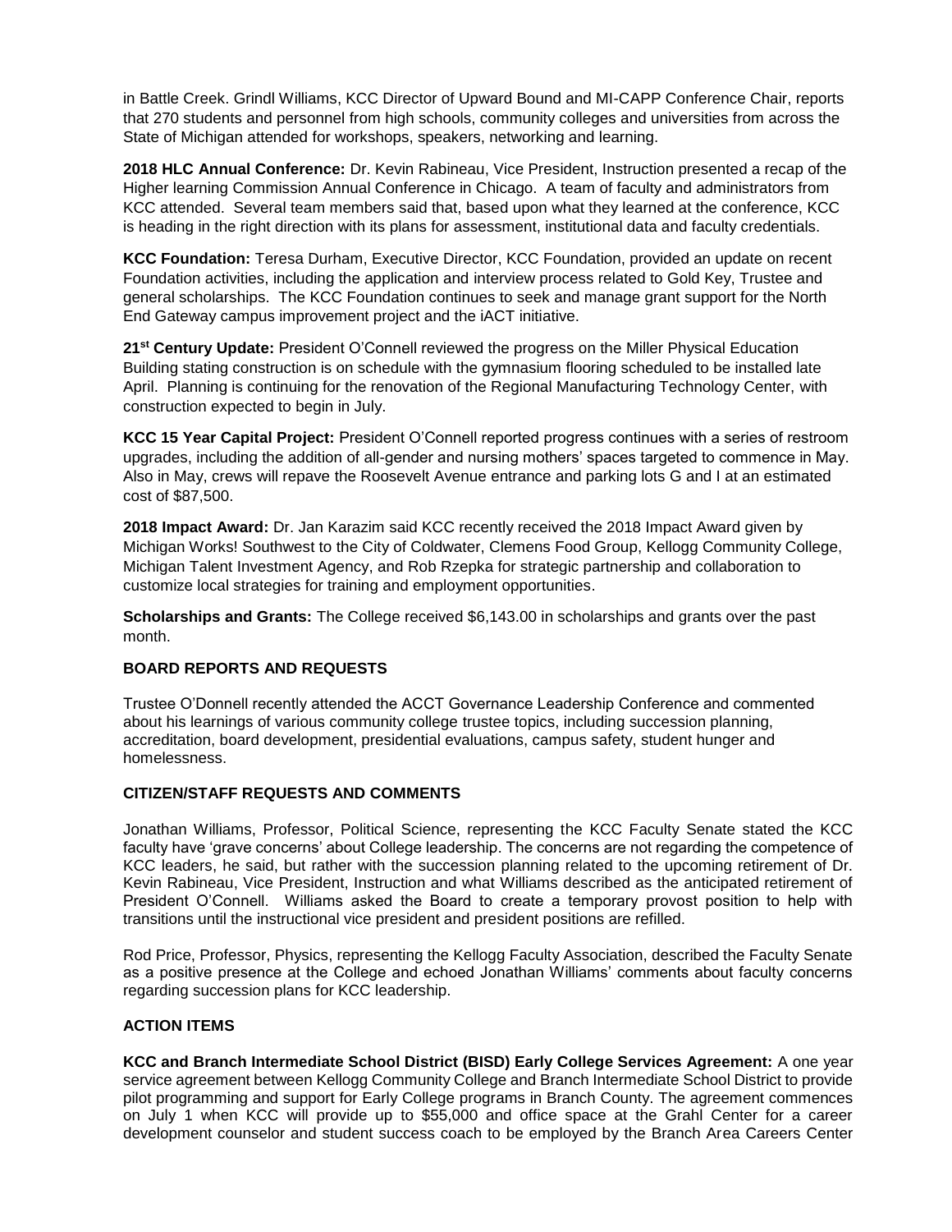in Battle Creek. Grindl Williams, KCC Director of Upward Bound and MI-CAPP Conference Chair, reports that 270 students and personnel from high schools, community colleges and universities from across the State of Michigan attended for workshops, speakers, networking and learning.

**2018 HLC Annual Conference:** Dr. Kevin Rabineau, Vice President, Instruction presented a recap of the Higher learning Commission Annual Conference in Chicago. A team of faculty and administrators from KCC attended. Several team members said that, based upon what they learned at the conference, KCC is heading in the right direction with its plans for assessment, institutional data and faculty credentials.

**KCC Foundation:** Teresa Durham, Executive Director, KCC Foundation, provided an update on recent Foundation activities, including the application and interview process related to Gold Key, Trustee and general scholarships. The KCC Foundation continues to seek and manage grant support for the North End Gateway campus improvement project and the iACT initiative.

**21st Century Update:** President O'Connell reviewed the progress on the Miller Physical Education Building stating construction is on schedule with the gymnasium flooring scheduled to be installed late April. Planning is continuing for the renovation of the Regional Manufacturing Technology Center, with construction expected to begin in July.

**KCC 15 Year Capital Project:** President O'Connell reported progress continues with a series of restroom upgrades, including the addition of all-gender and nursing mothers' spaces targeted to commence in May. Also in May, crews will repave the Roosevelt Avenue entrance and parking lots G and I at an estimated cost of $87,500.

**2018 Impact Award:** Dr. Jan Karazim said KCC recently received the 2018 Impact Award given by Michigan Works! Southwest to the City of Coldwater, Clemens Food Group, Kellogg Community College, Michigan Talent Investment Agency, and Rob Rzepka for strategic partnership and collaboration to customize local strategies for training and employment opportunities.

**Scholarships and Grants:** The College received $6,143.00 in scholarships and grants over the past month.

### BOARD REPORTS AND REQUESTS

Trustee O'Donnell recently attended the ACCT Governance Leadership Conference and commented about his learnings of various community college trustee topics, including succession planning, accreditation, board development, presidential evaluations, campus safety, student hunger and homelessness.

### CITIZEN/STAFF REQUESTS AND COMMENTS

Jonathan Williams, Professor, Political Science, representing the KCC Faculty Senate stated the KCC faculty have 'grave concerns' about College leadership. The concerns are not regarding the competence of KCC leaders, he said, but rather with the succession planning related to the upcoming retirement of Dr. Kevin Rabineau, Vice President, Instruction and what Williams described as the anticipated retirement of President O'Connell. Williams asked the Board to create a temporary provost position to help with transitions until the instructional vice president and president positions are refilled.

Rod Price, Professor, Physics, representing the Kellogg Faculty Association, described the Faculty Senate as a positive presence at the College and echoed Jonathan Williams' comments about faculty concerns regarding succession plans for KCC leadership.

### ACTION ITEMS

**KCC and Branch Intermediate School District (BISD) Early College Services Agreement:** A one year service agreement between Kellogg Community College and Branch Intermediate School District to provide pilot programming and support for Early College programs in Branch County. The agreement commences on July 1 when KCC will provide up to $55,000 and office space at the Grahl Center for a career development counselor and student success coach to be employed by the Branch Area Careers Center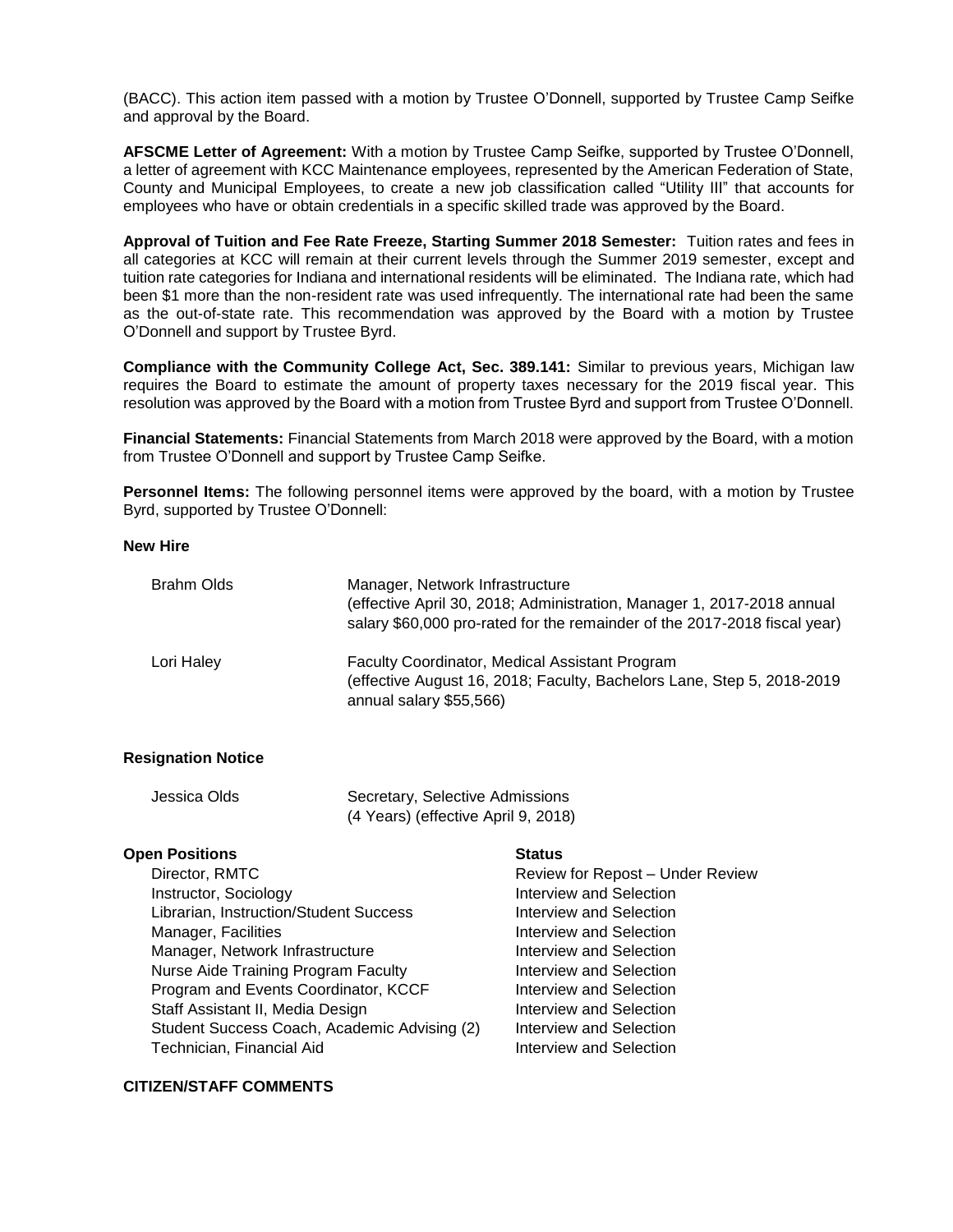(BACC). This action item passed with a motion by Trustee O'Donnell, supported by Trustee Camp Seifke and approval by the Board.

**AFSCME Letter of Agreement:** With a motion by Trustee Camp Seifke, supported by Trustee O'Donnell, a letter of agreement with KCC Maintenance employees, represented by the American Federation of State, County and Municipal Employees, to create a new job classification called "Utility III" that accounts for employees who have or obtain credentials in a specific skilled trade was approved by the Board.

**Approval of Tuition and Fee Rate Freeze, Starting Summer 2018 Semester:** Tuition rates and fees in all categories at KCC will remain at their current levels through the Summer 2019 semester, except and tuition rate categories for Indiana and international residents will be eliminated. The Indiana rate, which had been $1 more than the non-resident rate was used infrequently. The international rate had been the same as the out-of-state rate. This recommendation was approved by the Board with a motion by Trustee O'Donnell and support by Trustee Byrd.

**Compliance with the Community College Act, Sec. 389.141:** Similar to previous years, Michigan law requires the Board to estimate the amount of property taxes necessary for the 2019 fiscal year. This resolution was approved by the Board with a motion from Trustee Byrd and support from Trustee O'Donnell.

**Financial Statements:** Financial Statements from March 2018 were approved by the Board, with a motion from Trustee O'Donnell and support by Trustee Camp Seifke.

**Personnel Items:** The following personnel items were approved by the board, with a motion by Trustee Byrd, supported by Trustee O'Donnell:

**New Hire**

| | |
|---|---|
| Brahm Olds | Manager, Network Infrastructure (effective April 30, 2018; Administration, Manager 1, 2017-2018 annual salary $60,000 pro-rated for the remainder of the 2017-2018 fiscal year) |
| Lori Haley | Faculty Coordinator, Medical Assistant Program (effective August 16, 2018; Faculty, Bachelors Lane, Step 5, 2018-2019 annual salary $55,566) |

**Resignation Notice**

| | |
|---|---|
| Jessica Olds | Secretary, Selective Admissions (4 Years) (effective April 9, 2018) |

| **Open Positions** | **Status** |
|---|---|
| Director, RMTC | Review for Repost – Under Review |
| Instructor, Sociology | Interview and Selection |
| Librarian, Instruction/Student Success | Interview and Selection |
| Manager, Facilities | Interview and Selection |
| Manager, Network Infrastructure | Interview and Selection |
| Nurse Aide Training Program Faculty | Interview and Selection |
| Program and Events Coordinator, KCCF | Interview and Selection |
| Staff Assistant II, Media Design | Interview and Selection |
| Student Success Coach, Academic Advising (2) | Interview and Selection |
| Technician, Financial Aid | Interview and Selection |

**CITIZEN/STAFF COMMENTS**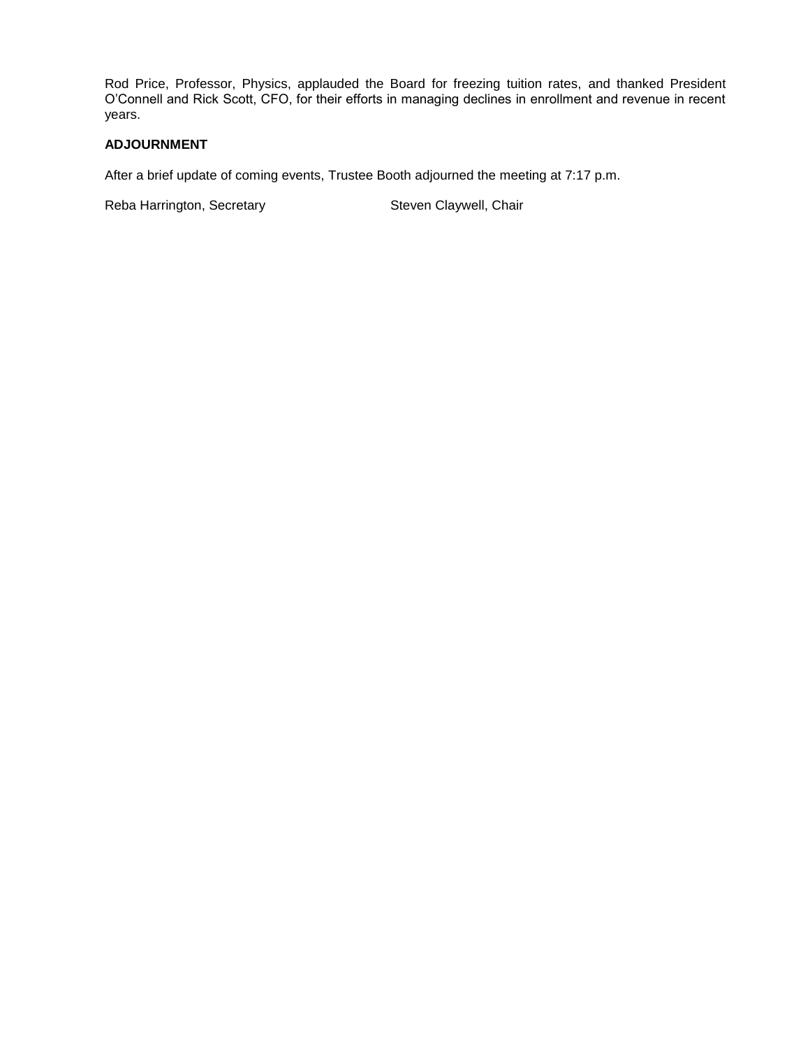Rod Price, Professor, Physics, applauded the Board for freezing tuition rates, and thanked President O'Connell and Rick Scott, CFO, for their efforts in managing declines in enrollment and revenue in recent years.

**ADJOURNMENT**

After a brief update of coming events, Trustee Booth adjourned the meeting at 7:17 p.m.

Reba Harrington, Secretary

Steven Claywell, Chair